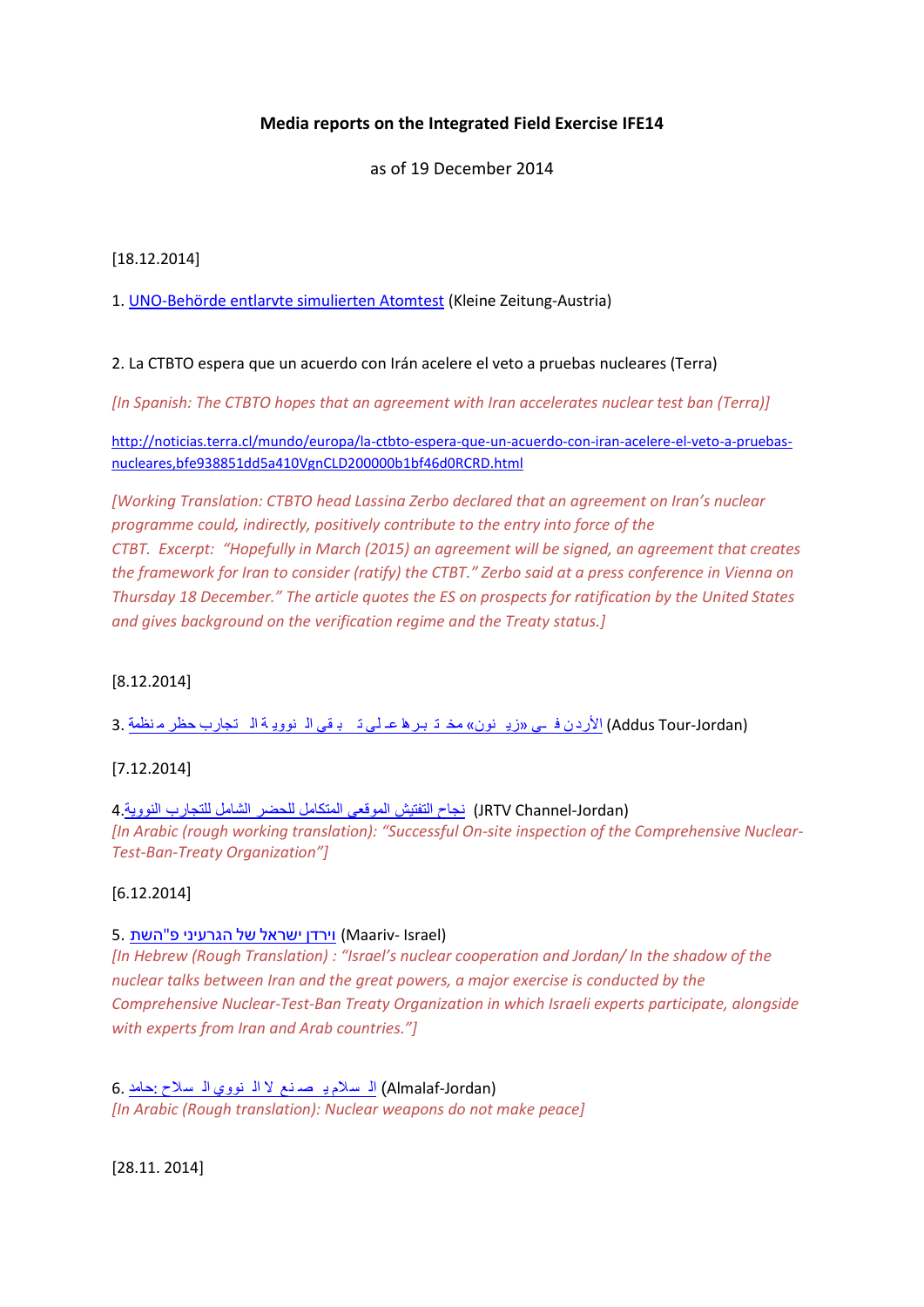**Media reports on the Integrated Field Exercise IFE14**

as of 19 December 2014

[18.12.2014]

1. UNO-Behörde entlarvte simulierten Atomtest (Kleine Zeitung-Austria)

2. La CTBTO espera que un acuerdo con Irán acelere el veto a pruebas nucleares (Terra)

*[In Spanish: The CTBTO hopes that an agreement with Iran accelerates nuclear test ban (Terra)]*

http://noticias.terra.cl/mundo/europa/la-ctbto-espera-que-un-acuerdo-con-iran-acelere-el-veto-a-pruebas-nucleares,bfe938851dd5a410VgnCLD200000b1bf46d0RCRD.html

*[Working Translation: CTBTO head Lassina Zerbo declared that an agreement on Iran's nuclear programme could, indirectly, positively contribute to the entry into force of the CTBT. Excerpt: "Hopefully in March (2015) an agreement will be signed, an agreement that creates the framework for Iran to consider (ratify) the CTBT." Zerbo said at a press conference in Vienna on Thursday 18 December." The article quotes the ES on prospects for ratification by the United States and gives background on the verification regime and the Treaty status.]*

[8.12.2014]

3. منظمة حظر التجارب النووية تبقي على تدربها على «زيرنون» في الأردن (Addus Tour-Jordan)

[7.12.2014]

4. نجاح التفتيش الموقعي المتكامل للحظر الشامل للتجارب النووية (JRTV Channel-Jordan)
*[In Arabic (rough working translation): "Successful On-site inspection of the Comprehensive Nuclear-Test-Ban-Treaty Organization"]*

[6.12.2014]

5. הפ"שת הגרעיני של ישראל וירדן (Maariv- Israel)
*[In Hebrew (Rough Translation) : "Israel's nuclear cooperation and Jordan/ In the shadow of the nuclear talks between Iran and the great powers, a major exercise is conducted by the Comprehensive Nuclear-Test-Ban Treaty Organization in which Israeli experts participate, alongside with experts from Iran and Arab countries."]*

6. حامد: السلاح النووي لا يصنع السلام (Almalaf-Jordan)
*[In Arabic (Rough translation): Nuclear weapons do not make peace]*

[28.11. 2014]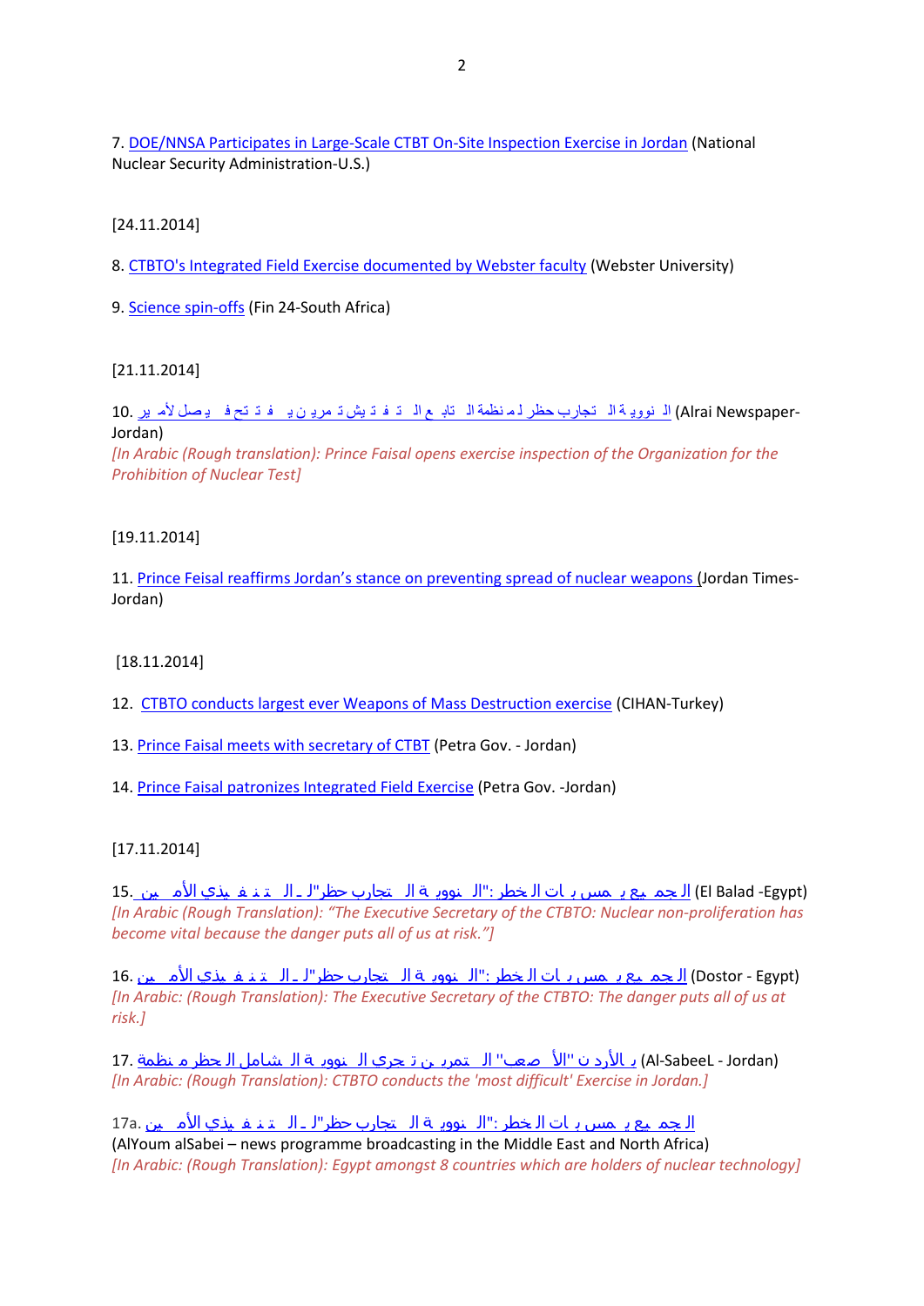7. DOE/NNSA Participates in Large-Scale CTBT On-Site Inspection Exercise in Jordan (National Nuclear Security Administration-U.S.)

[24.11.2014]

8. CTBTO's Integrated Field Exercise documented by Webster faculty (Webster University)

9. Science spin-offs (Fin 24-South Africa)

[21.11.2014]

10. الأمير فيصل يفتتح تمرين التفتيش التابع لمنظمة حظر التجارب النووية (Alrai Newspaper-Jordan)

*[In Arabic (Rough translation): Prince Faisal opens exercise inspection of the Organization for the Prohibition of Nuclear Test]*

[19.11.2014]

11. Prince Feisal reaffirms Jordan's stance on preventing spread of nuclear weapons (Jordan Times-Jordan)

[18.11.2014]

12. CTBTO conducts largest ever Weapons of Mass Destruction exercise (CIHAN-Turkey)

13. Prince Faisal meets with secretary of CTBT (Petra Gov. - Jordan)

14. Prince Faisal patronizes Integrated Field Exercise (Petra Gov. -Jordan)

[17.11.2014]

15. الأمين التنفيذي لـ"حظر التجارب النووية": الخطر يمس الجميع (El Balad -Egypt)

*[In Arabic (Rough Translation): "The Executive Secretary of the CTBTO: Nuclear non-proliferation has become vital because the danger puts all of us at risk."]*

16. الأمين التنفيذي لـ"حظر التجارب النووية": الخطر يمس الجميع (Dostor - Egypt)

*[In Arabic: (Rough Translation): The Executive Secretary of the CTBTO: The danger puts all of us at risk.]*

17. بالأردن "الأصعب" منظمة الحظر الشامل النووية تجري التمرين (Al-SabeeL - Jordan)

*[In Arabic: (Rough Translation): CTBTO conducts the 'most difficult' Exercise in Jordan.]*

17a. الأمين التنفيذي لـ"حظر التجارب النووية": الخطر يمس الجميع

(AlYoum alSabei – news programme broadcasting in the Middle East and North Africa)

*[In Arabic: (Rough Translation): Egypt amongst 8 countries which are holders of nuclear technology]*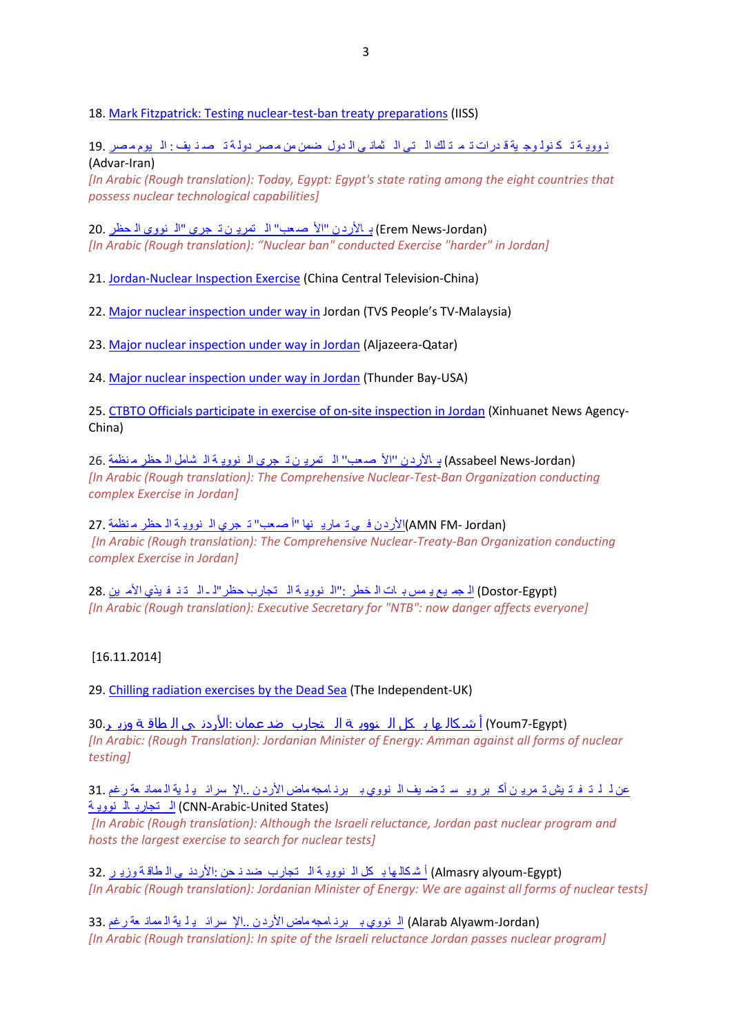18. Mark Fitzpatrick: Testing nuclear-test-ban treaty preparations (IISS)

19. اليوم مصر: تصنيف دولة مصر ضمن الدول الثماني التي تمتلك قدرات تكنولوجية نووية (Advar-Iran)
*[In Arabic (Rough translation): Today, Egypt: Egypt's state rating among the eight countries that possess nuclear technological capabilities]*

20. الحظر النووي "تجري تمرين" الأصعب" بالأردن (Erem News-Jordan)
*[In Arabic (Rough translation): "Nuclear ban" conducted Exercise "harder" in Jordan]*

21. Jordan-Nuclear Inspection Exercise (China Central Television-China)

22. Major nuclear inspection under way in Jordan (TVS People's TV-Malaysia)

23. Major nuclear inspection under way in Jordan (Aljazeera-Qatar)

24. Major nuclear inspection under way in Jordan (Thunder Bay-USA)

25. CTBTO Officials participate in exercise of on-site inspection in Jordan (Xinhuanet News Agency-China)

26. منظمة الحظر الشامل النووية تجري التمرين "الأصعب" بالأردن (Assabeel News-Jordan)
*[In Arabic (Rough translation): The Comprehensive Nuclear-Test-Ban Organization conducting complex Exercise in Jordan]*

27. منظمة الحظر النووية تجري "أصعب" تمارينها في الأردن (AMN FM- Jordan)
*[In Arabic (Rough translation): The Comprehensive Nuclear-Treaty-Ban Organization conducting complex Exercise in Jordan]*

28. المدير التنفيذي لـ"حظر التجارب النووية": الخطر بات يمس الجميع (Dostor-Egypt)
*[In Arabic (Rough translation): Executive Secretary for "NTB": now danger affects everyone]*

[16.11.2014]

29. Chilling radiation exercises by the Dead Sea (The Independent-UK)

30. وزير الطاقة الأردني: عمان ضد التجارب النووية بكل أشكالها (Youm7-Egypt)
*[In Arabic: (Rough Translation): Jordanian Minister of Energy: Amman against all forms of nuclear testing]*

31. رغم الممانعة الإسرائيلية.. الأردن ماض ببرنامجه النووي ويستضيف أكبر تمرين للتفتيش عن التجارب النووية (CNN-Arabic-United States)
*[In Arabic (Rough translation): Although the Israeli reluctance, Jordan past nuclear program and hosts the largest exercise to search for nuclear tests]*

32. وزير الطاقة الأردني: نحن ضد التجارب النووية بكل أشكالها (Almasry alyoum-Egypt)
*[In Arabic (Rough translation): Jordanian Minister of Energy: We are against all forms of nuclear tests]*

33. رغم الممانعة الإسرائيلية.. الأردن ماض ببرنامجه النووي (Alarab Alyawm-Jordan)
*[In Arabic (Rough translation): In spite of the Israeli reluctance Jordan passes nuclear program]*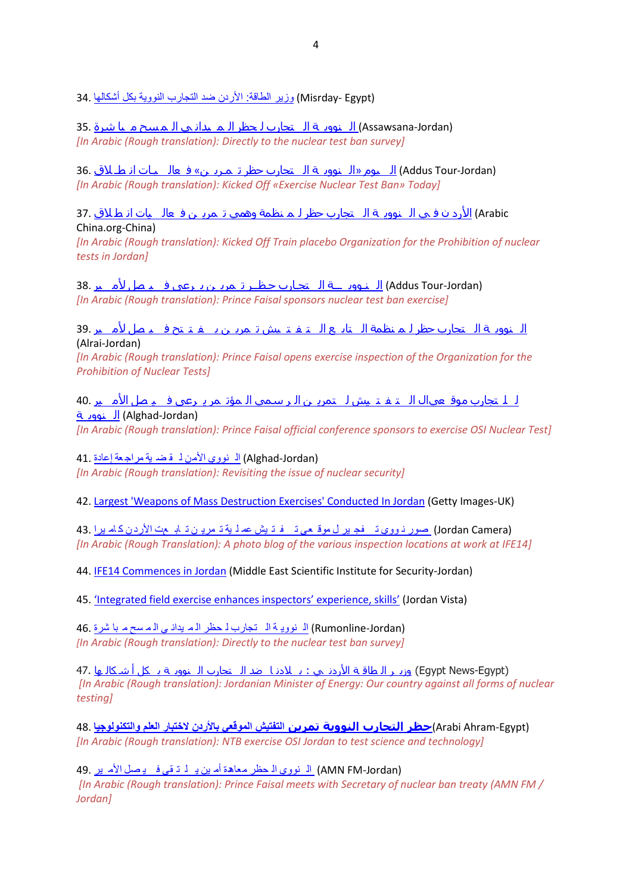34. وزير الطاقة: الأردن ضد التجارب النووية بكل أشكالها (Misrday- Egypt)

35. النووية التجارب لحظر الميداني المسح مباشرة (Assawsana-Jordan)
*[In Arabic (Rough translation): Directly to the nuclear test ban survey]*

36. اليوم «النووية التجارب حظر تمرين» فعاليات انطلاق (Addus Tour-Jordan)
*[In Arabic (Rough translation): Kicked Off «Exercise Nuclear Test Ban» Today]*

37. الأردن في النووية التجارب حظر لمنظمة وهمي تمرين فعاليات انطلاق (Arabic China.org-China)
*[In Arabic (Rough translation): Kicked Off Train placebo Organization for the Prohibition of nuclear tests in Jordan]*

38. النووية التجارب حظر تمرين يرعى فيصل الأمير (Addus Tour-Jordan)
*[In Arabic (Rough translation): Prince Faisal sponsors nuclear test ban exercise]*

39. النووية التجارب حظر لمنظمة التابع التفتيش تمرين يفتتح فيصل الأمير (Alrai-Jordan)
*[In Arabic (Rough translation): Prince Faisal opens exercise inspection of the Organization for the Prohibition of Nuclear Tests]*

40. النووية للتجارب موقعي ال التفتيش لتمرين الرسمي المؤتمر يرعى فيصل الأمير (Alghad-Jordan)
*[In Arabic (Rough translation): Prince Faisal official conference sponsors to exercise OSI Nuclear Test]*

41. النووي الأمن لقضية مراجعة إعادة (Alghad-Jordan)
*[In Arabic (Rough translation): Revisiting the issue of nuclear security]*

42. Largest 'Weapons of Mass Destruction Exercises' Conducted In Jordan (Getty Images-UK)

43. صور نووي تفجير لموقع تفتيش عملية تمرين تتابع الأردن كاميرا (Jordan Camera)
*[In Arabic (Rough Translation): A photo blog of the various inspection locations at work at IFE14]*

44. IFE14 Commences in Jordan (Middle East Scientific Institute for Security-Jordan)

45. 'Integrated field exercise enhances inspectors' experience, skills' (Jordan Vista)

46. النووية التجارب لحظر الميداني المسح مباشرة (Rumonline-Jordan)
*[In Arabic (Rough translation): Directly to the nuclear test ban survey]*

47. وزير الطاقة الأردني: بلادنا ضد التجارب النووية بكل أشكالها (Egypt News-Egypt)
*[In Arabic (Rough translation): Jordanian Minister of Energy: Our country against all forms of nuclear testing]*

48. **حظر التجارب النووية تمرين** التفتيش الموقعي بالأردن لاختبار العلم والتكنولوجيا (Arabi Ahram-Egypt)
*[In Arabic (Rough translation): NTB exercise OSI Jordan to test science and technology]*

49. النووي الحظر معاهدة أمين يلتقي فيصل الأمير (AMN FM-Jordan)
*[In Arabic (Rough translation): Prince Faisal meets with Secretary of nuclear ban treaty (AMN FM / Jordan]*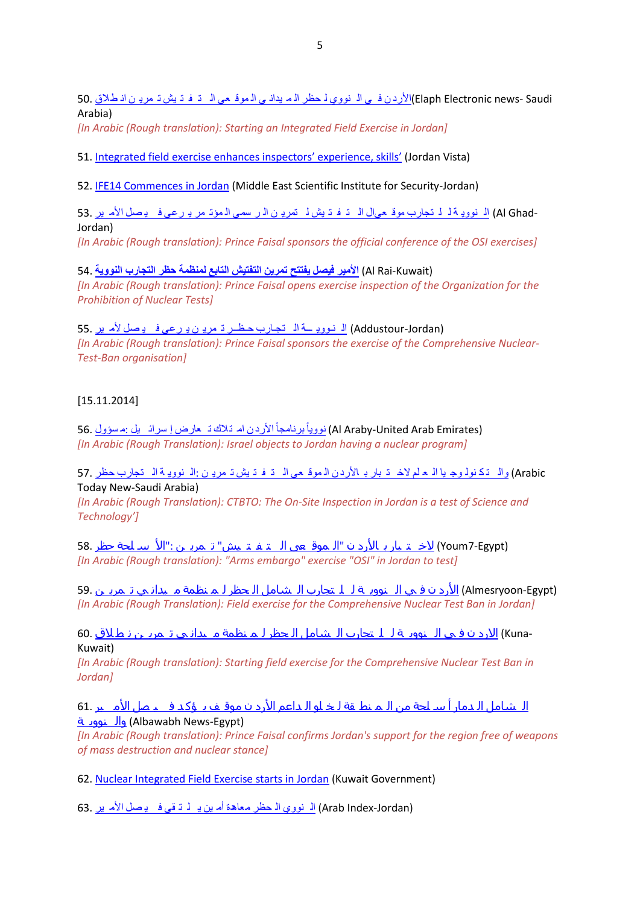50. [الأردن في النووي لحظر الميداني الموقعي التفتيش تمرين انطلاق](#)(Elaph Electronic news- Saudi Arabia)
*[In Arabic (Rough translation): Starting an Integrated Field Exercise in Jordan]*

51. [Integrated field exercise enhances inspectors' experience, skills'](#) (Jordan Vista)

52. [IFE14 Commences in Jordan](#) (Middle East Scientific Institute for Security-Jordan)

53. [النووية للتجارب موقعي التفتيش تمرين الرسمي المؤتمر يرعى فيصل الأمير](#) (Al Ghad-Jordan)
*[In Arabic (Rough translation): Prince Faisal sponsors the official conference of the OSI exercises]*

54. [**الأمير فيصل يفتتح تمرين التفتيش التابع لمنظمة حظر التجارب النووية**](#) (Al Rai-Kuwait)
*[In Arabic (Rough translation): Prince Faisal opens exercise inspection of the Organization for the Prohibition of Nuclear Tests]*

55. [النووية التجارب حظر تمرين يرعى فيصل لأمير](#) (Addustour-Jordan)
*[In Arabic (Rough translation): Prince Faisal sponsors the exercise of the Comprehensive Nuclear-Test-Ban organisation]*

[15.11.2014]

56. [نووياً برنامجاً الأردن امتلاك تعارض إسرائيل :مسؤول](#) (Al Araby-United Arab Emirates)
*[In Arabic (Rough Translation): Israel objects to Jordan having a nuclear program]*

57. [والتكنولوجيا العلم لاختبار الأردن الموقعي التفتيش تمرين :النووية التجارب حظر](#) (Arabic Today New-Saudi Arabia)
*[In Arabic (Rough Translation): CTBTO: The On-Site Inspection in Jordan is a test of Science and Technology']*

58. [لاختبار الأردن "الموقعي التفتيش" تمرين :"الأسلحة حظر](#) (Youm7-Egypt)
*[In Arabic (Rough translation): "Arms embargo" exercise "OSI" in Jordan to test]*

59. [الأردن في النووية للتجارب الشامل الحظر لمنظمة ميداني تمرين](#) (Almesryoon-Egypt)
*[In Arabic (Rough Translation): Field exercise for the Comprehensive Nuclear Test Ban in Jordan]*

60. [الاردن في النووية للتجارب الشامل الحظر لمنظمة ميداني تمرين انطلاق](#) (Kuna-Kuwait)
*[In Arabic (Rough translation): Starting field exercise for the Comprehensive Nuclear Test Ban in Jordan]*

61. [الشامل الدمار أسلحة من المنطقة لخلو الداعم الأردن موقف يؤكد فيصل الأمير والنووية](#) (Albawabh News-Egypt)
*[In Arabic (Rough translation): Prince Faisal confirms Jordan's support for the region free of weapons of mass destruction and nuclear stance]*

62. [Nuclear Integrated Field Exercise starts in Jordan](#) (Kuwait Government)

63. [النووي الحظر معاهدة أمين يلتقي فيصل الأمير](#) (Arab Index-Jordan)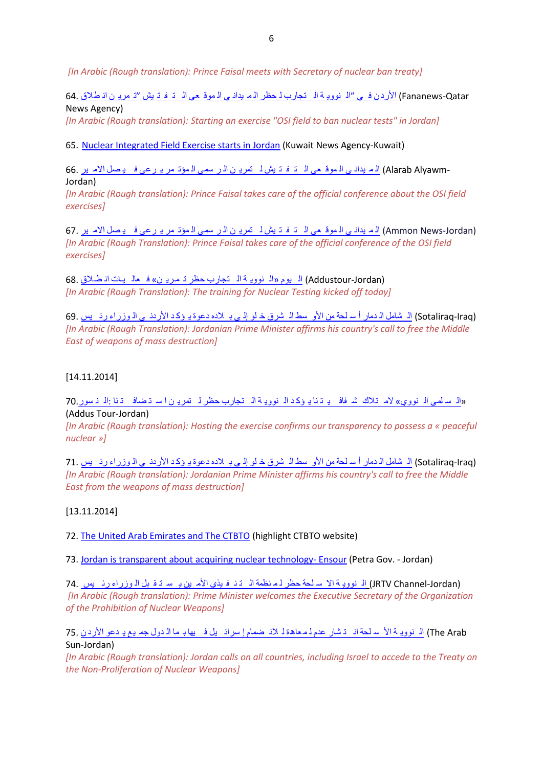*[In Arabic (Rough translation): Prince Faisal meets with Secretary of nuclear ban treaty]*

64. الأردن في "الـ نووية الـ تجارب لحظر الميداني الموقعي الـ تفتيش "تمرين انطلاق (Fananews-Qatar News Agency)
*[In Arabic (Rough translation): Starting an exercise "OSI field to ban nuclear tests" in Jordan]*

65. Nuclear Integrated Field Exercise starts in Jordan (Kuwait News Agency-Kuwait)

66. الميداني الموقعي الـ تفتيش لـ تمرين الرسمي المؤتمر يرعى فيصل الامير (Alarab Alyawm-Jordan)
*[In Arabic (Rough translation): Prince Faisal takes care of the official conference about the OSI field exercises]*

67. الميداني الموقعي الـ تفتيش لـ تمرين الرسمي المؤتمر يرعى فيصل الامير (Ammon News-Jordan)
*[In Arabic (Rough Translation): Prince Faisal takes care of the official conference of the OSI field exercises]*

68. اليوم «الـ نووية الـ تجارب حظر تمرين» فعاليات انطلاق (Addustour-Jordan)
*[In Arabic (Rough Translation): The training for Nuclear Testing kicked off today]*

69. الشامل الدمار أسلحة من الأوسط الشرق خلو إلى بلاده دعوة يؤكد الأردني الوزراء رئيس (Sotaliraq-Iraq)
*[In Arabic (Rough Translation): Jordanian Prime Minister affirms his country's call to free the Middle East of weapons of mass destruction]*

[14.11.2014]

70. «السلمي النووي» لامتلاك شفافيتنا يؤكد النووية التجارب حظر لتمرين استضافتنا: النسور (Addus Tour-Jordan)
*[In Arabic (Rough translation): Hosting the exercise confirms our transparency to possess a « peaceful nuclear »]*

71. الشامل الدمار أسلحة من الأوسط الشرق خلو إلى بلاده دعوة يؤكد الأردني الوزراء رئيس (Sotaliraq-Iraq)
*[In Arabic (Rough translation): Jordanian Prime Minister affirms his country's call to free the Middle East from the weapons of mass destruction]*

[13.11.2014]

72. The United Arab Emirates and The CTBTO (highlight CTBTO website)

73. Jordan is transparent about acquiring nuclear technology- Ensour (Petra Gov. - Jordan)

74. النووية الاسلحة حظر لمنظمة التنفيذي الأمين يستقبل الوزراء رئيس (JRTV Channel-Jordan)
*[In Arabic (Rough translation): Prime Minister welcomes the Executive Secretary of the Organization of the Prohibition of Nuclear Weapons]*

75. النووية الأسلحة انتشار عدم لمعاهدة للانضمام إسرائيل فيها بما الدول جميع يدعو الأردن (The Arab Sun-Jordan)
*[In Arabic (Rough translation): Jordan calls on all countries, including Israel to accede to the Treaty on the Non-Proliferation of Nuclear Weapons]*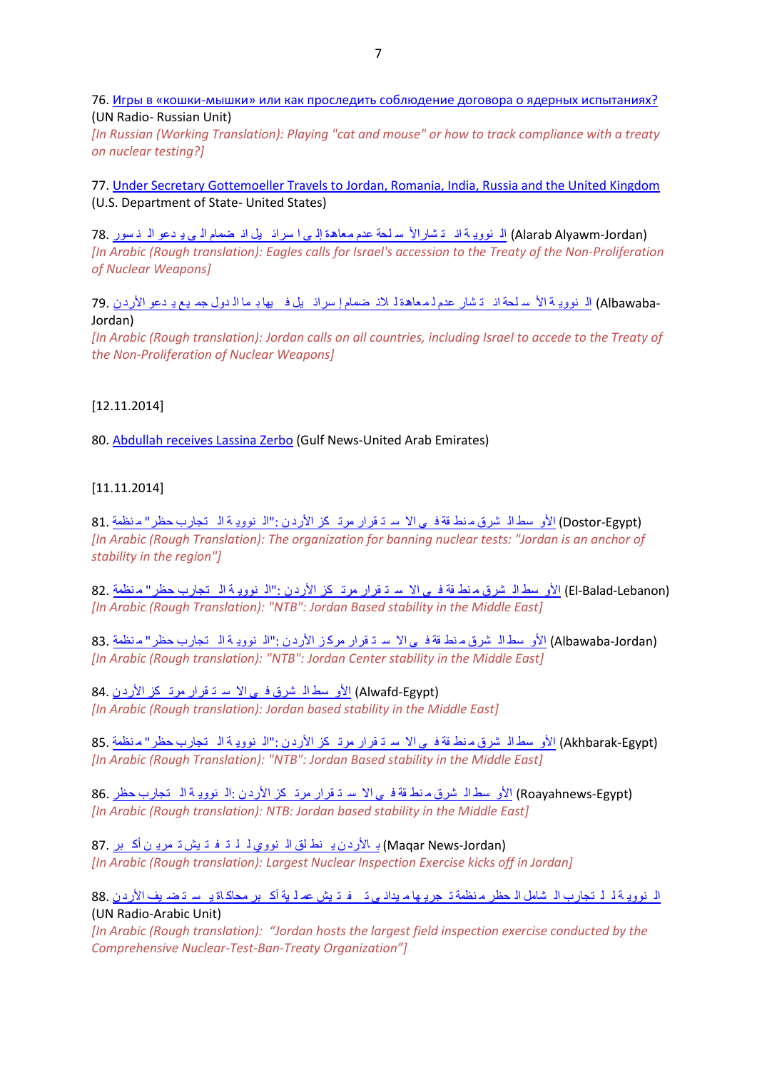76. Игры в «кошки-мышки» или как проследить соблюдение договора о ядерных испытаниях? (UN Radio- Russian Unit)
*[In Russian (Working Translation): Playing "cat and mouse" or how to track compliance with a treaty on nuclear testing?]*

77. Under Secretary Gottemoeller Travels to Jordan, Romania, India, Russia and the United Kingdom (U.S. Department of State- United States)

78. النسور يدعو إلى انضمام إسرائيل إلى معاهدة عدم انتشار الأسلحة النووية (Alarab Alyawm-Jordan)
*[In Arabic (Rough translation): Eagles calls for Israel's accession to the Treaty of the Non-Proliferation of Nuclear Weapons]*

79. الأردن يدعو جميع الدول بما فيها إسرائيل للانضمام لمعاهدة عدم انتشار الأسلحة النووية (Albawaba-Jordan)
*[In Arabic (Rough translation): Jordan calls on all countries, including Israel to accede to the Treaty of the Non-Proliferation of Nuclear Weapons]*

[12.11.2014]

80. Abdullah receives Lassina Zerbo (Gulf News-United Arab Emirates)

[11.11.2014]

81. منظمة "حظر التجارب النووية": "الأردن مرتكز الاستقرار في منطقة الشرق الأوسط" (Dostor-Egypt)
*[In Arabic (Rough Translation): The organization for banning nuclear tests: "Jordan is an anchor of stability in the region"]*

82. منظمة "حظر التجارب النووية": "الأردن مرتكز الاستقرار في منطقة الشرق الأوسط" (El-Balad-Lebanon)
*[In Arabic (Rough Translation): "NTB": Jordan Based stability in the Middle East]*

83. منظمة "حظر التجارب النووية": "الأردن مركز الاستقرار في منطقة الشرق الأوسط" (Albawaba-Jordan)
*[In Arabic (Rough translation): "NTB": Jordan Center stability in the Middle East]*

84. الأردن مرتكز الاستقرار في الشرق الأوسط (Alwafd-Egypt)
*[In Arabic (Rough translation): Jordan based stability in the Middle East]*

85. منظمة "حظر التجارب النووية": "الأردن مرتكز الاستقرار في منطقة الشرق الأوسط" (Akhbarak-Egypt)
*[In Arabic (Rough Translation): "NTB": Jordan Based stability in the Middle East]*

86. حظر التجارب النووية: الأردن مرتكز الاستقرار في منطقة الشرق الأوسط (Roayahnews-Egypt)
*[In Arabic (Rough translation): NTB: Jordan based stability in the Middle East]*

87. أكبر تمرين تفتيش للتفتيش النووي انطلق بالأردن (Maqar News-Jordan)
*[In Arabic (Rough translation): Largest Nuclear Inspection Exercise kicks off in Jordan]*

88. الأردن يستضيف أكبر محاكاة لعملية تفتيش ميدانية تجريها منظمة الحظر الشامل للتجارب النووية (UN Radio-Arabic Unit)
*[In Arabic (Rough translation): "Jordan hosts the largest field inspection exercise conducted by the Comprehensive Nuclear-Test-Ban-Treaty Organization"]*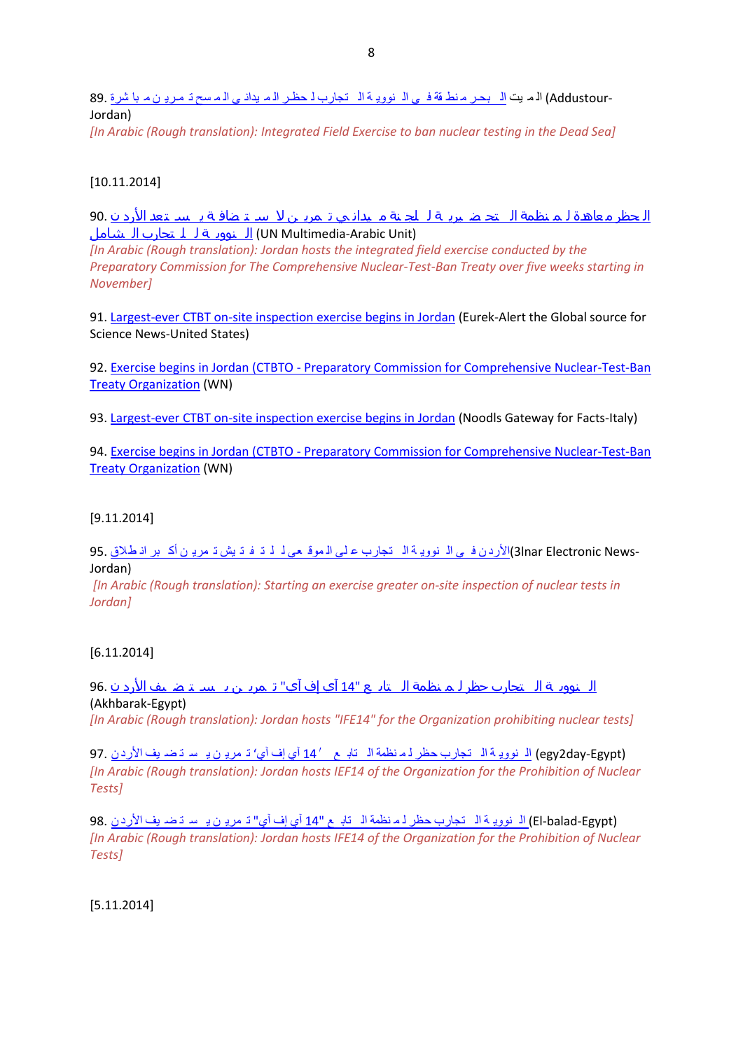89. الميت البحر منطقة في النووية التجارب لحظر الميداني المسح تمرين مباشرة (Addustour-Jordan)

*[In Arabic (Rough translation): Integrated Field Exercise to ban nuclear testing in the Dead Sea]*

[10.11.2014]

90. الحظر معاهدة لمنظمة التحضيرية للجنة ميداني تمرين لاستضافة يستعد الأردن النووية للتجارب الشامل (UN Multimedia-Arabic Unit)

*[In Arabic (Rough translation): Jordan hosts the integrated field exercise conducted by the Preparatory Commission for The Comprehensive Nuclear-Test-Ban Treaty over five weeks starting in November]*

91. Largest-ever CTBT on-site inspection exercise begins in Jordan (Eurek-Alert the Global source for Science News-United States)

92. Exercise begins in Jordan (CTBTO - Preparatory Commission for Comprehensive Nuclear-Test-Ban Treaty Organization (WN)

93. Largest-ever CTBT on-site inspection exercise begins in Jordan (Noodls Gateway for Facts-Italy)

94. Exercise begins in Jordan (CTBTO - Preparatory Commission for Comprehensive Nuclear-Test-Ban Treaty Organization (WN)

[9.11.2014]

95. الأردن في النووية التجارب على الموقعي للتفتيش تمرين أكبر انطلاق (3lnar Electronic News-Jordan)

*[In Arabic (Rough translation): Starting an exercise greater on-site inspection of nuclear tests in Jordan]*

[6.11.2014]

96. النووية التجارب حظر لمنظمة التابع "14 آي إف آي" تمرين يستضيف الأردن (Akhbarak-Egypt)

*[In Arabic (Rough translation): Jordan hosts "IFE14" for the Organization prohibiting nuclear tests]*

97. النووية التجارب حظر لمنظمة التابع "14 آي إف آي" تمرين يستضيف الأردن (egy2day-Egypt)

*[In Arabic (Rough translation): Jordan hosts IEF14 of the Organization for the Prohibition of Nuclear Tests]*

98. النووية التجارب حظر لمنظمة التابع "14 آي إف آي" تمرين يستضيف الأردن (El-balad-Egypt)

*[In Arabic (Rough translation): Jordan hosts IFE14 of the Organization for the Prohibition of Nuclear Tests]*

[5.11.2014]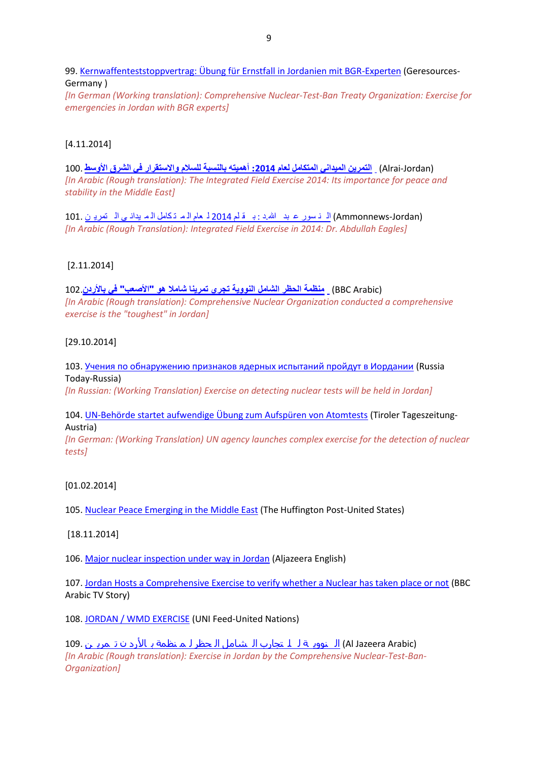99. [Kernwaffenteststoppvertrag: Übung für Ernstfall in Jordanien mit BGR-Experten] (Geresources-Germany )
*[In German (Working translation): Comprehensive Nuclear-Test-Ban Treaty Organization: Exercise for emergencies in Jordan with BGR experts]*

[4.11.2014]

100. **التمرين الميداني المتكامل لعام 2014: أهميته بالنسبة للسلام والاستقرار في الشرق الأوسط** (Alrai-Jordan)
*[In Arabic (Rough translation): The Integrated Field Exercise 2014: Its importance for peace and stability in the Middle East]*

101. التمرين الميداني المتكامل لعام 2014 بقلم د. عبدالله النسور (Ammonnews-Jordan)
*[In Arabic (Rough Translation): Integrated Field Exercise in 2014: Dr. Abdullah Eagles]*

[2.11.2014]

102. **منظمة الحظر الشامل النووية تجرى تمرينا شاملا هو "الأصعب" في بالأردن** (BBC Arabic)
*[In Arabic (Rough translation): Comprehensive Nuclear Organization conducted a comprehensive exercise is the "toughest" in Jordan]*

[29.10.2014]

103. Учения по обнаружению признаков ядерных испытаний пройдут в Иордании (Russia Today-Russia)
*[In Russian: (Working Translation) Exercise on detecting nuclear tests will be held in Jordan]*

104. UN-Behörde startet aufwendige Übung zum Aufspüren von Atomtests (Tiroler Tageszeitung-Austria)
*[In German: (Working Translation) UN agency launches complex exercise for the detection of nuclear tests]*

[01.02.2014]

105. Nuclear Peace Emerging in the Middle East (The Huffington Post-United States)

[18.11.2014]

106. Major nuclear inspection under way in Jordan (Aljazeera English)

107. Jordan Hosts a Comprehensive Exercise to verify whether a Nuclear has taken place or not (BBC Arabic TV Story)

108. JORDAN / WMD EXERCISE (UNI Feed-United Nations)

109. تمرين بالأردن لمنظمة الحظر الشامل للتجارب النووية (Al Jazeera Arabic)
*[In Arabic (Rough translation): Exercise in Jordan by the Comprehensive Nuclear-Test-Ban-Organization]*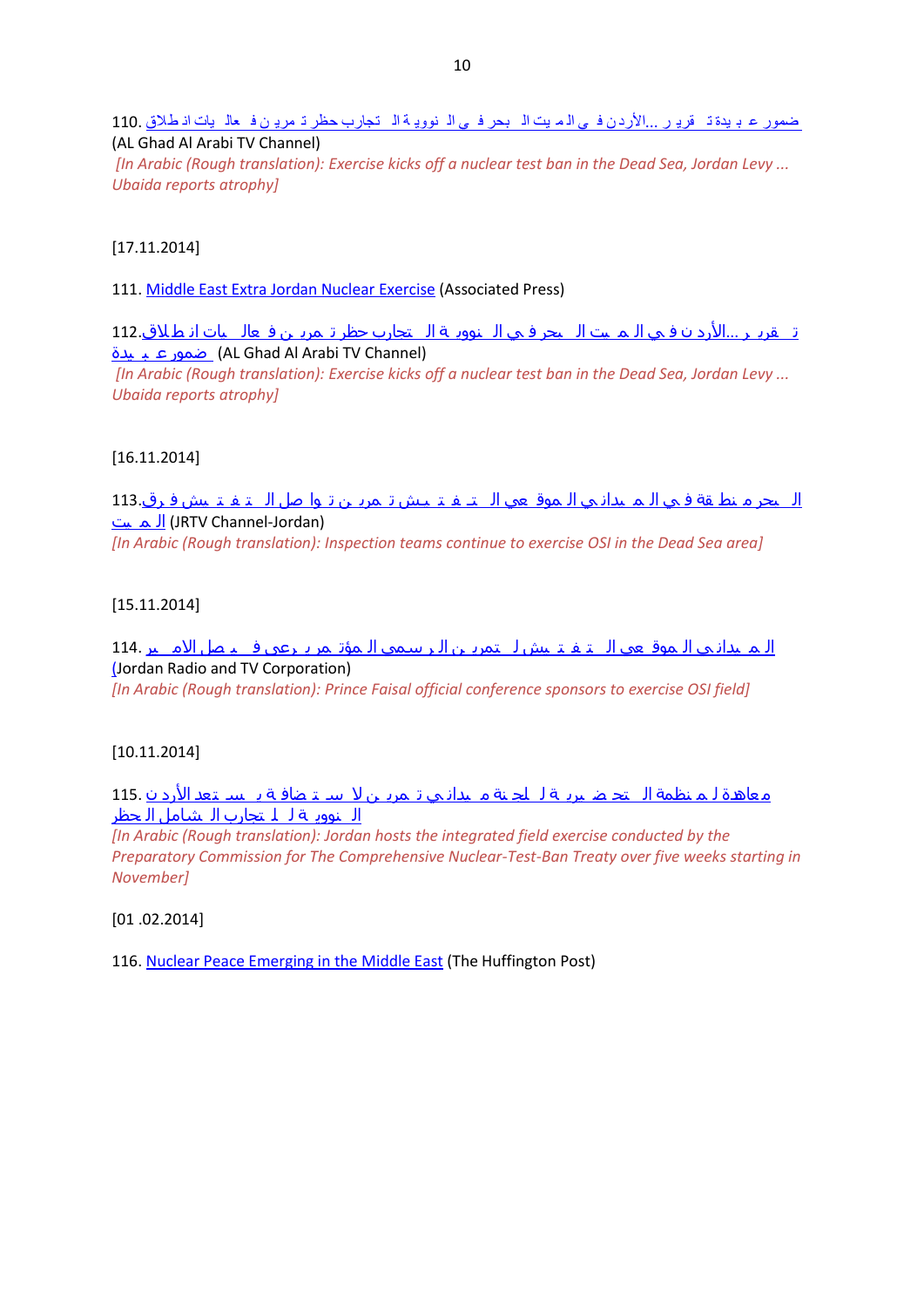110. ضمور ع بيدة تقرير ...الأردن في الميت البحر في النووية التجارب حظر تمرين فعاليات انطلاق (AL Ghad Al Arabi TV Channel)
*[In Arabic (Rough translation): Exercise kicks off a nuclear test ban in the Dead Sea, Jordan Levy ... Ubaida reports atrophy]*

[17.11.2014]

111. Middle East Extra Jordan Nuclear Exercise (Associated Press)

112. تقرير ...الأردن في الميت البحر في النووية التجارب حظر تمرين فعاليات انطلاق ضمور عبيدة (AL Ghad Al Arabi TV Channel)
*[In Arabic (Rough translation): Exercise kicks off a nuclear test ban in the Dead Sea, Jordan Levy ... Ubaida reports atrophy]*

[16.11.2014]

113. البحر منطقة في الميداني الموقعي التفتيش تمرين تواصل التفتيش فرق الميت (JRTV Channel-Jordan)
*[In Arabic (Rough translation): Inspection teams continue to exercise OSI in the Dead Sea area]*

[15.11.2014]

114. الميداني الموقعي التفتيش لتمرين الرسمي المؤتمر يرعى فيصل الامير (Jordan Radio and TV Corporation)
*[In Arabic (Rough translation): Prince Faisal official conference sponsors to exercise OSI field]*

[10.11.2014]

115. معاهدة لمنظمة التحضيرية للجنة ميداني تمرين لاستضافة يستعد الأردن النووية للتجارب الشامل الحظر
*[In Arabic (Rough translation): Jordan hosts the integrated field exercise conducted by the Preparatory Commission for The Comprehensive Nuclear-Test-Ban Treaty over five weeks starting in November]*

[01 .02.2014]

116. Nuclear Peace Emerging in the Middle East (The Huffington Post)